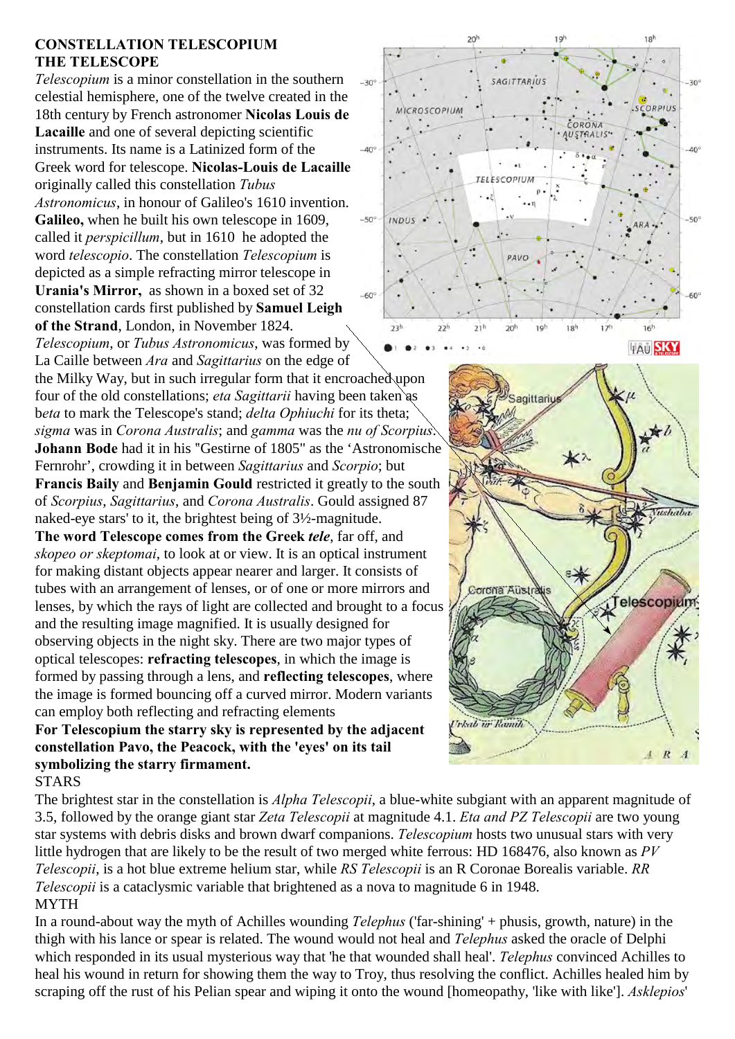**CONSTELLATION TELESCOPIUM**
**THE TELESCOPE**

*Telescopium* is a minor constellation in the southern celestial hemisphere, one of the twelve created in the 18th century by French astronomer **Nicolas Louis de Lacaille** and one of several depicting scientific instruments. Its name is a Latinized form of the Greek word for telescope. **Nicolas-Louis de Lacaille** originally called this constellation *Tubus Astronomicus*, in honour of Galileo's 1610 invention. **Galileo,** when he built his own telescope in 1609, called it *perspicillum*, but in 1610 he adopted the word *telescopio*. The constellation *Telescopium* is depicted as a simple refracting mirror telescope in **Urania's Mirror,** as shown in a boxed set of 32 constellation cards first published by **Samuel Leigh of the Strand**, London, in November 1824.

*Telescopium*, or *Tubus Astronomicus*, was formed by La Caille between *Ara* and *Sagittarius* on the edge of the Milky Way, but in such irregular form that it encroached upon four of the old constellations; *eta Sagittarii* having been taken as b*eta* to mark the Telescope's stand; *delta Ophiuchi* for its theta; *sigma* was in *Corona Australis*; and *gamma* was the *nu of Scorpius*. **Johann Bode** had it in his "Gestirne of 1805" as the 'Astronomische Fernrohr', crowding it in between *Sagittarius* and *Scorpio*; but **Francis Baily** and **Benjamin Gould** restricted it greatly to the south of *Scorpius*, *Sagittarius*, and *Corona Australis*. Gould assigned 87 naked-eye stars' to it, the brightest being of 3½-magnitude.

**The word Telescope comes from the Greek *tele***, far off, and *skopeo or skeptomai*, to look at or view. It is an optical instrument for making distant objects appear nearer and larger. It consists of tubes with an arrangement of lenses, or of one or more mirrors and lenses, by which the rays of light are collected and brought to a focus and the resulting image magnified. It is usually designed for observing objects in the night sky. There are two major types of optical telescopes: **refracting telescopes**, in which the image is formed by passing through a lens, and **reflecting telescopes**, where the image is formed bouncing off a curved mirror. Modern variants can employ both reflecting and refracting elements

**For Telescopium the starry sky is represented by the adjacent constellation Pavo, the Peacock, with the 'eyes' on its tail symbolizing the starry firmament.**

STARS

The brightest star in the constellation is *Alpha Telescopii*, a blue-white subgiant with an apparent magnitude of 3.5, followed by the orange giant star *Zeta Telescopii* at magnitude 4.1. *Eta and PZ Telescopii* are two young star systems with debris disks and brown dwarf companions. *Telescopium* hosts two unusual stars with very little hydrogen that are likely to be the result of two merged white ferrous: HD 168476, also known as *PV Telescopii*, is a hot blue extreme helium star, while *RS Telescopii* is an R Coronae Borealis variable. *RR Telescopii* is a cataclysmic variable that brightened as a nova to magnitude 6 in 1948.

MYTH

In a round-about way the myth of Achilles wounding *Telephus* ('far-shining' + phusis, growth, nature) in the thigh with his lance or spear is related. The wound would not heal and *Telephus* asked the oracle of Delphi which responded in its usual mysterious way that 'he that wounded shall heal'. *Telephus* convinced Achilles to heal his wound in return for showing them the way to Troy, thus resolving the conflict. Achilles healed him by scraping off the rust of his Pelian spear and wiping it onto the wound [homeopathy, 'like with like']. *Asklepios*'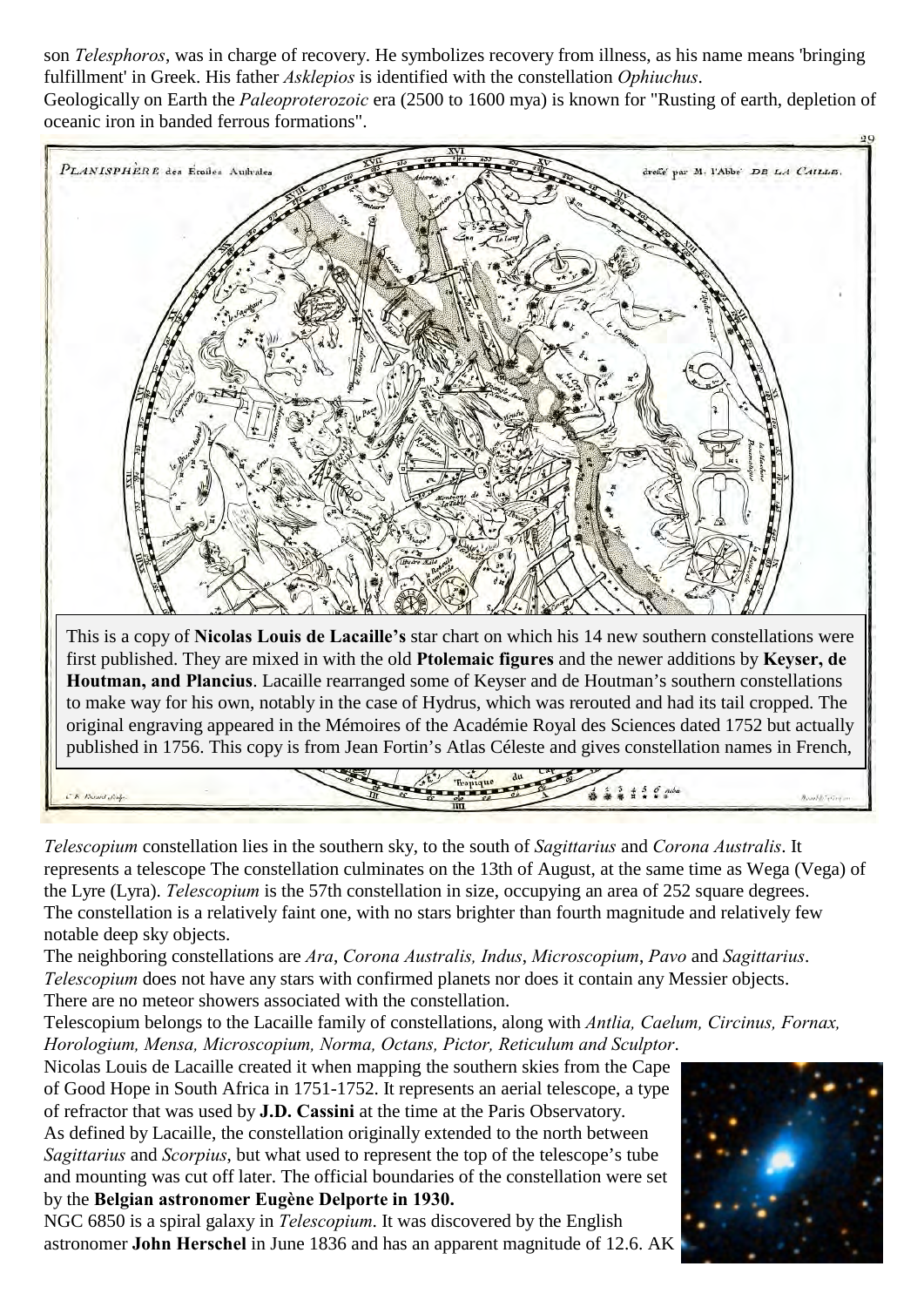son *Telesphoros*, was in charge of recovery. He symbolizes recovery from illness, as his name means 'bringing fulfillment' in Greek. His father *Asklepios* is identified with the constellation *Ophiuchus*.
Geologically on Earth the *Paleoproterozoic* era (2500 to 1600 mya) is known for "Rusting of earth, depletion of oceanic iron in banded ferrous formations".

This is a copy of **Nicolas Louis de Lacaille's** star chart on which his 14 new southern constellations were first published. They are mixed in with the old **Ptolemaic figures** and the newer additions by **Keyser, de Houtman, and Plancius**. Lacaille rearranged some of Keyser and de Houtman's southern constellations to make way for his own, notably in the case of Hydrus, which was rerouted and had its tail cropped. The original engraving appeared in the Mémoires of the Académie Royal des Sciences dated 1752 but actually published in 1756. This copy is from Jean Fortin's Atlas Céleste and gives constellation names in French,

*Telescopium* constellation lies in the southern sky, to the south of *Sagittarius* and *Corona Australis*. It represents a telescope The constellation culminates on the 13th of August, at the same time as Wega (Vega) of the Lyre (Lyra). *Telescopium* is the 57th constellation in size, occupying an area of 252 square degrees.
The constellation is a relatively faint one, with no stars brighter than fourth magnitude and relatively few notable deep sky objects.
The neighboring constellations are *Ara*, *Corona Australis, Indus*, *Microscopium*, *Pavo* and *Sagittarius*.
*Telescopium* does not have any stars with confirmed planets nor does it contain any Messier objects.
There are no meteor showers associated with the constellation.
Telescopium belongs to the Lacaille family of constellations, along with *Antlia, Caelum, Circinus, Fornax, Horologium, Mensa, Microscopium, Norma, Octans, Pictor, Reticulum and Sculptor*.
Nicolas Louis de Lacaille created it when mapping the southern skies from the Cape of Good Hope in South Africa in 1751-1752. It represents an aerial telescope, a type of refractor that was used by **J.D. Cassini** at the time at the Paris Observatory.
As defined by Lacaille, the constellation originally extended to the north between *Sagittarius* and *Scorpius*, but what used to represent the top of the telescope's tube and mounting was cut off later. The official boundaries of the constellation were set by the **Belgian astronomer Eugène Delporte in 1930.**
NGC 6850 is a spiral galaxy in *Telescopium*. It was discovered by the English astronomer **John Herschel** in June 1836 and has an apparent magnitude of 12.6. AK